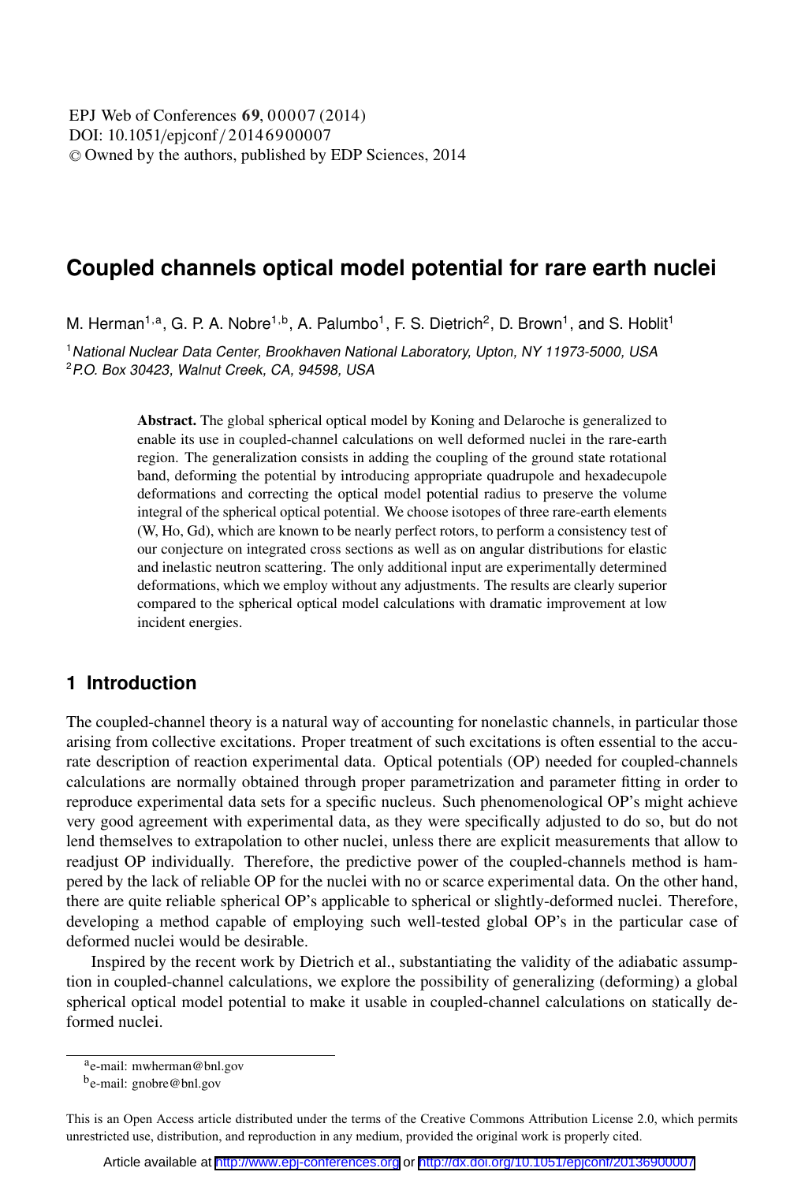# Coupled channels optical model potential for rare earth nuclei

M. Herman[1,a], G. P. A. Nobre[1,b], A. Palumbo[1], F. S. Dietrich[2], D. Brown[1], and S. Hoblit[1]

[1] *National Nuclear Data Center, Brookhaven National Laboratory, Upton, NY 11973-5000, USA*
[2] *P.O. Box 30423, Walnut Creek, CA, 94598, USA*

**Abstract.** The global spherical optical model by Koning and Delaroche is generalized to enable its use in coupled-channel calculations on well deformed nuclei in the rare-earth region. The generalization consists in adding the coupling of the ground state rotational band, deforming the potential by introducing appropriate quadrupole and hexadecupole deformations and correcting the optical model potential radius to preserve the volume integral of the spherical optical potential. We choose isotopes of three rare-earth elements (W, Ho, Gd), which are known to be nearly perfect rotors, to perform a consistency test of our conjecture on integrated cross sections as well as on angular distributions for elastic and inelastic neutron scattering. The only additional input are experimentally determined deformations, which we employ without any adjustments. The results are clearly superior compared to the spherical optical model calculations with dramatic improvement at low incident energies.

## 1 Introduction

The coupled-channel theory is a natural way of accounting for nonelastic channels, in particular those arising from collective excitations. Proper treatment of such excitations is often essential to the accurate description of reaction experimental data. Optical potentials (OP) needed for coupled-channels calculations are normally obtained through proper parametrization and parameter fitting in order to reproduce experimental data sets for a specific nucleus. Such phenomenological OP's might achieve very good agreement with experimental data, as they were specifically adjusted to do so, but do not lend themselves to extrapolation to other nuclei, unless there are explicit measurements that allow to readjust OP individually. Therefore, the predictive power of the coupled-channels method is hampered by the lack of reliable OP for the nuclei with no or scarce experimental data. On the other hand, there are quite reliable spherical OP's applicable to spherical or slightly-deformed nuclei. Therefore, developing a method capable of employing such well-tested global OP's in the particular case of deformed nuclei would be desirable.

Inspired by the recent work by Dietrich et al., substantiating the validity of the adiabatic assumption in coupled-channel calculations, we explore the possibility of generalizing (deforming) a global spherical optical model potential to make it usable in coupled-channel calculations on statically deformed nuclei.

[a] e-mail: mwherman@bnl.gov

[b] e-mail: gnobre@bnl.gov

This is an Open Access article distributed under the terms of the Creative Commons Attribution License 2.0, which permits unrestricted use, distribution, and reproduction in any medium, provided the original work is properly cited.

Article available at http://www.epj-conferences.org or http://dx.doi.org/10.1051/epjconf/20136900007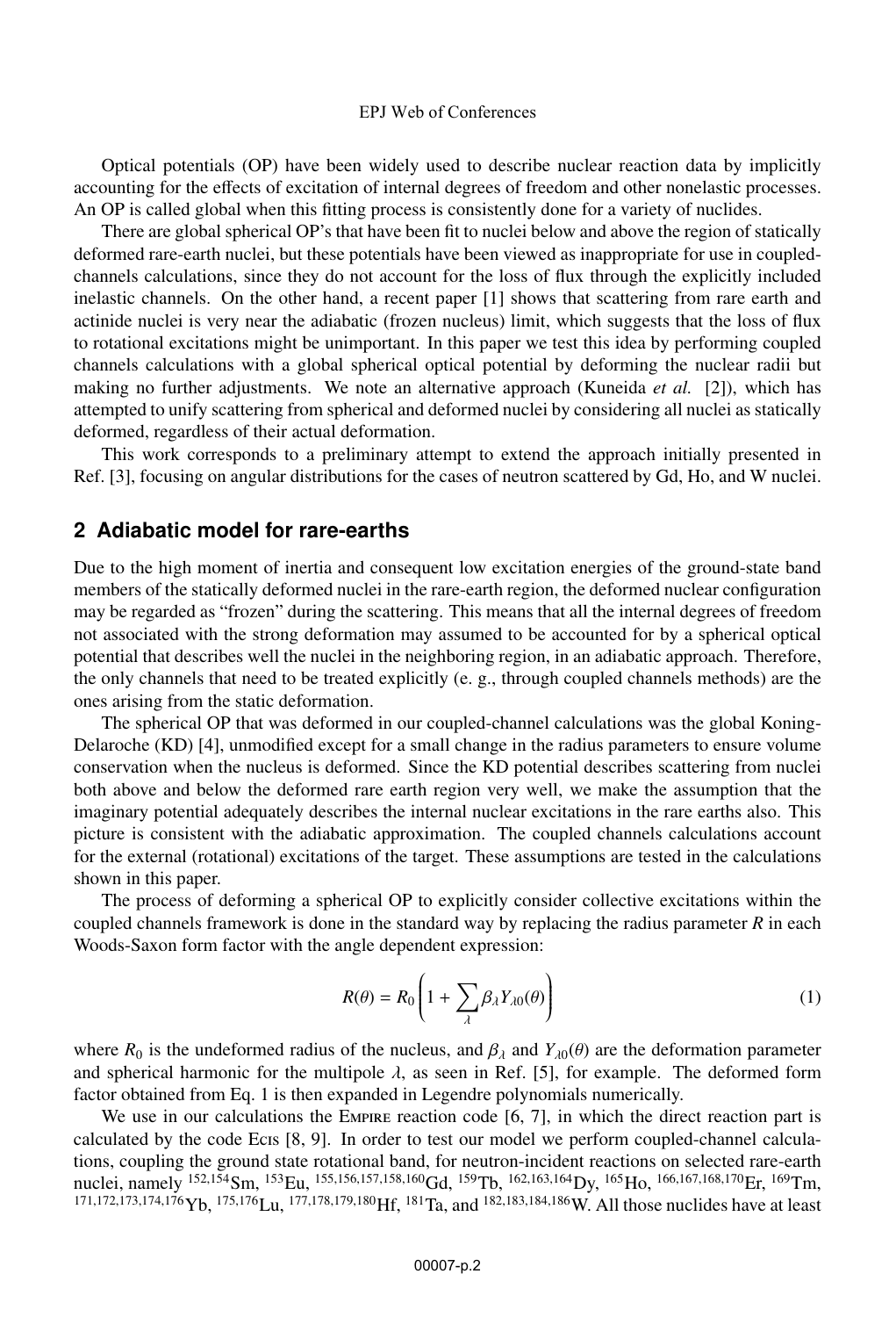Optical potentials (OP) have been widely used to describe nuclear reaction data by implicitly accounting for the effects of excitation of internal degrees of freedom and other nonelastic processes. An OP is called global when this fitting process is consistently done for a variety of nuclides.

There are global spherical OP's that have been fit to nuclei below and above the region of statically deformed rare-earth nuclei, but these potentials have been viewed as inappropriate for use in coupled-channels calculations, since they do not account for the loss of flux through the explicitly included inelastic channels. On the other hand, a recent paper [1] shows that scattering from rare earth and actinide nuclei is very near the adiabatic (frozen nucleus) limit, which suggests that the loss of flux to rotational excitations might be unimportant. In this paper we test this idea by performing coupled channels calculations with a global spherical optical potential by deforming the nuclear radii but making no further adjustments. We note an alternative approach (Kuneida *et al.* [2]), which has attempted to unify scattering from spherical and deformed nuclei by considering all nuclei as statically deformed, regardless of their actual deformation.

This work corresponds to a preliminary attempt to extend the approach initially presented in Ref. [3], focusing on angular distributions for the cases of neutron scattered by Gd, Ho, and W nuclei.

## 2 Adiabatic model for rare-earths

Due to the high moment of inertia and consequent low excitation energies of the ground-state band members of the statically deformed nuclei in the rare-earth region, the deformed nuclear configuration may be regarded as "frozen" during the scattering. This means that all the internal degrees of freedom not associated with the strong deformation may assumed to be accounted for by a spherical optical potential that describes well the nuclei in the neighboring region, in an adiabatic approach. Therefore, the only channels that need to be treated explicitly (e. g., through coupled channels methods) are the ones arising from the static deformation.

The spherical OP that was deformed in our coupled-channel calculations was the global Koning-Delaroche (KD) [4], unmodified except for a small change in the radius parameters to ensure volume conservation when the nucleus is deformed. Since the KD potential describes scattering from nuclei both above and below the deformed rare earth region very well, we make the assumption that the imaginary potential adequately describes the internal nuclear excitations in the rare earths also. This picture is consistent with the adiabatic approximation. The coupled channels calculations account for the external (rotational) excitations of the target. These assumptions are tested in the calculations shown in this paper.

The process of deforming a spherical OP to explicitly consider collective excitations within the coupled channels framework is done in the standard way by replacing the radius parameter $R$ in each Woods-Saxon form factor with the angle dependent expression:

$$R(\theta) = R_0 \left( 1 + \sum_{\lambda} \beta_\lambda Y_{\lambda 0}(\theta) \right) \tag{1}$$

where $R_0$ is the undeformed radius of the nucleus, and $\beta_\lambda$ and $Y_{\lambda 0}(\theta)$ are the deformation parameter and spherical harmonic for the multipole $\lambda$, as seen in Ref. [5], for example. The deformed form factor obtained from Eq. 1 is then expanded in Legendre polynomials numerically.

We use in our calculations the Empire reaction code [6, 7], in which the direct reaction part is calculated by the code Ecis [8, 9]. In order to test our model we perform coupled-channel calculations, coupling the ground state rotational band, for neutron-incident reactions on selected rare-earth nuclei, namely $^{152,154}$Sm, $^{153}$Eu, $^{155,156,157,158,160}$Gd, $^{159}$Tb, $^{162,163,164}$Dy, $^{165}$Ho, $^{166,167,168,170}$Er, $^{169}$Tm, $^{171,172,173,174,176}$Yb, $^{175,176}$Lu, $^{177,178,179,180}$Hf, $^{181}$Ta, and $^{182,183,184,186}$W. All those nuclides have at least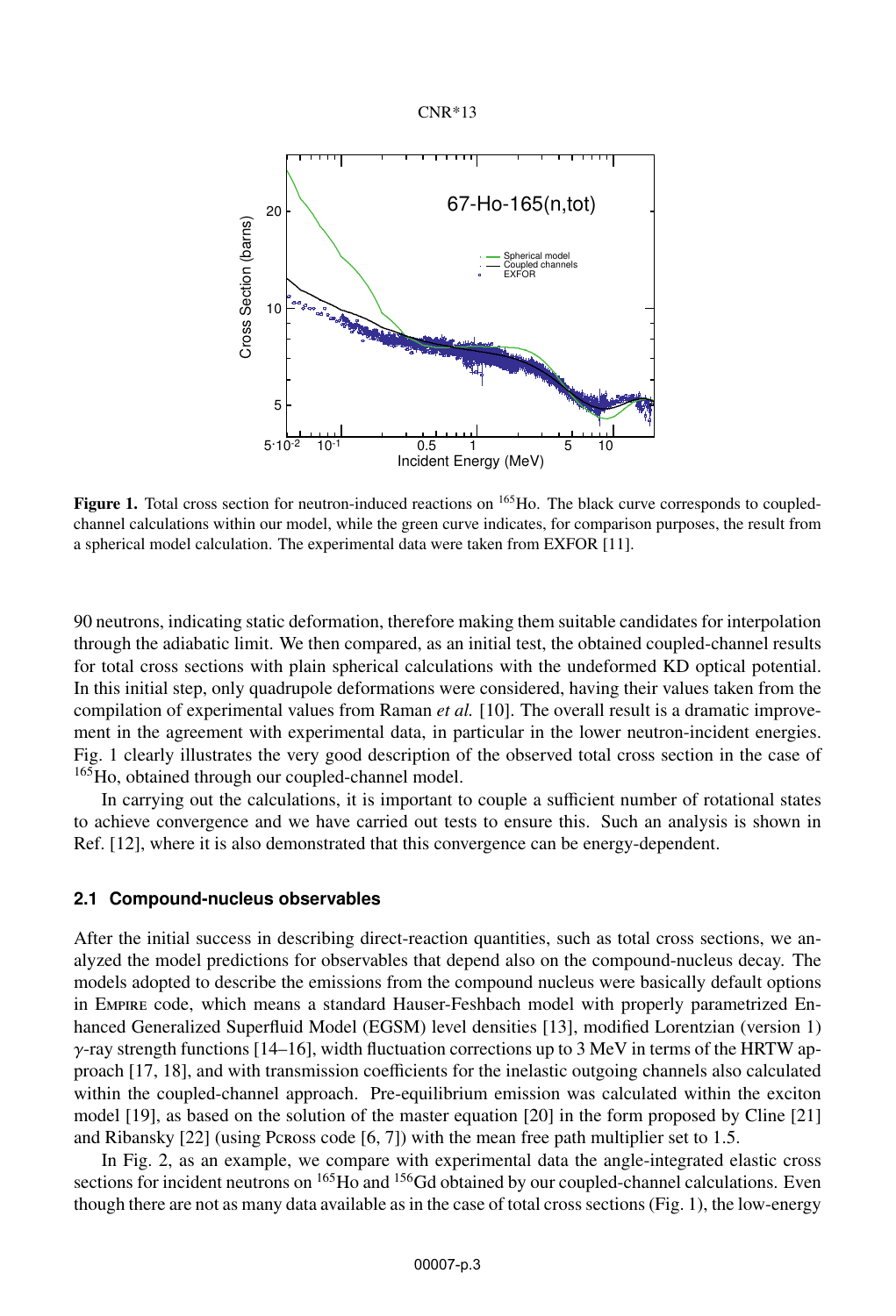Figure 1. Total cross section for neutron-induced reactions on $^{165}$Ho. The black curve corresponds to coupled-channel calculations within our model, while the green curve indicates, for comparison purposes, the result from a spherical model calculation. The experimental data were taken from EXFOR [11].

90 neutrons, indicating static deformation, therefore making them suitable candidates for interpolation through the adiabatic limit. We then compared, as an initial test, the obtained coupled-channel results for total cross sections with plain spherical calculations with the undeformed KD optical potential. In this initial step, only quadrupole deformations were considered, having their values taken from the compilation of experimental values from Raman *et al.* [10]. The overall result is a dramatic improvement in the agreement with experimental data, in particular in the lower neutron-incident energies. Fig. 1 clearly illustrates the very good description of the observed total cross section in the case of $^{165}$Ho, obtained through our coupled-channel model.

In carrying out the calculations, it is important to couple a sufficient number of rotational states to achieve convergence and we have carried out tests to ensure this. Such an analysis is shown in Ref. [12], where it is also demonstrated that this convergence can be energy-dependent.

### 2.1 Compound-nucleus observables

After the initial success in describing direct-reaction quantities, such as total cross sections, we analyzed the model predictions for observables that depend also on the compound-nucleus decay. The models adopted to describe the emissions from the compound nucleus were basically default options in Empire code, which means a standard Hauser-Feshbach model with properly parametrized Enhanced Generalized Superfluid Model (EGSM) level densities [13], modified Lorentzian (version 1) $\gamma$-ray strength functions [14–16], width fluctuation corrections up to 3 MeV in terms of the HRTW approach [17, 18], and with transmission coefficients for the inelastic outgoing channels also calculated within the coupled-channel approach. Pre-equilibrium emission was calculated within the exciton model [19], as based on the solution of the master equation [20] in the form proposed by Cline [21] and Ribansky [22] (using Pcross code [6, 7]) with the mean free path multiplier set to 1.5.

In Fig. 2, as an example, we compare with experimental data the angle-integrated elastic cross sections for incident neutrons on $^{165}$Ho and $^{156}$Gd obtained by our coupled-channel calculations. Even though there are not as many data available as in the case of total cross sections (Fig. 1), the low-energy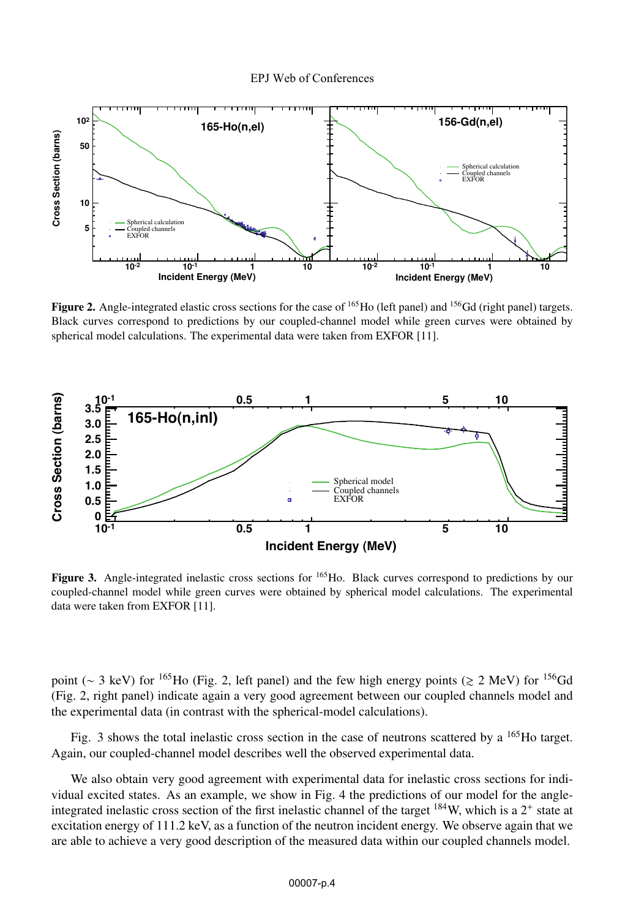**Figure 2.** Angle-integrated elastic cross sections for the case of $^{165}$Ho (left panel) and $^{156}$Gd (right panel) targets. Black curves correspond to predictions by our coupled-channel model while green curves were obtained by spherical model calculations. The experimental data were taken from EXFOR [11].

**Figure 3.** Angle-integrated inelastic cross sections for $^{165}$Ho. Black curves correspond to predictions by our coupled-channel model while green curves were obtained by spherical model calculations. The experimental data were taken from EXFOR [11].

point ($\sim$ 3 keV) for $^{165}$Ho (Fig. 2, left panel) and the few high energy points ($\gtrsim$ 2 MeV) for $^{156}$Gd (Fig. 2, right panel) indicate again a very good agreement between our coupled channels model and the experimental data (in contrast with the spherical-model calculations).

Fig. 3 shows the total inelastic cross section in the case of neutrons scattered by a $^{165}$Ho target. Again, our coupled-channel model describes well the observed experimental data.

We also obtain very good agreement with experimental data for inelastic cross sections for individual excited states. As an example, we show in Fig. 4 the predictions of our model for the angle-integrated inelastic cross section of the first inelastic channel of the target $^{184}$W, which is a $2^+$ state at excitation energy of 111.2 keV, as a function of the neutron incident energy. We observe again that we are able to achieve a very good description of the measured data within our coupled channels model.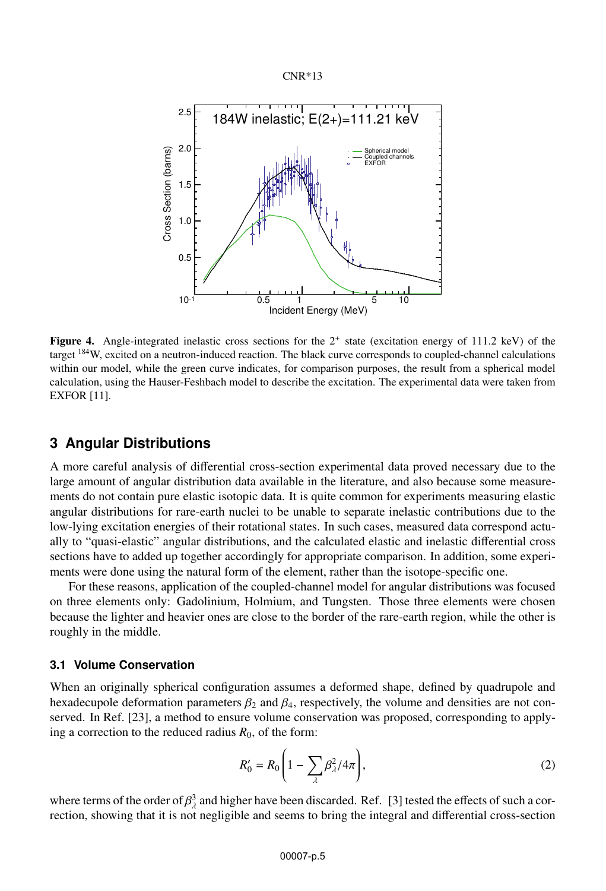**Figure 4.** Angle-integrated inelastic cross sections for the $2^+$ state (excitation energy of 111.2 keV) of the target $^{184}$W, excited on a neutron-induced reaction. The black curve corresponds to coupled-channel calculations within our model, while the green curve indicates, for comparison purposes, the result from a spherical model calculation, using the Hauser-Feshbach model to describe the excitation. The experimental data were taken from EXFOR [11].

## 3 Angular Distributions

A more careful analysis of differential cross-section experimental data proved necessary due to the large amount of angular distribution data available in the literature, and also because some measurements do not contain pure elastic isotopic data. It is quite common for experiments measuring elastic angular distributions for rare-earth nuclei to be unable to separate inelastic contributions due to the low-lying excitation energies of their rotational states. In such cases, measured data correspond actually to "quasi-elastic" angular distributions, and the calculated elastic and inelastic differential cross sections have to added up together accordingly for appropriate comparison. In addition, some experiments were done using the natural form of the element, rather than the isotope-specific one.

For these reasons, application of the coupled-channel model for angular distributions was focused on three elements only: Gadolinium, Holmium, and Tungsten. Those three elements were chosen because the lighter and heavier ones are close to the border of the rare-earth region, while the other is roughly in the middle.

### 3.1 Volume Conservation

When an originally spherical configuration assumes a deformed shape, defined by quadrupole and hexadecupole deformation parameters $\beta_2$ and $\beta_4$, respectively, the volume and densities are not conserved. In Ref. [23], a method to ensure volume conservation was proposed, corresponding to applying a correction to the reduced radius $R_0$, of the form:

$$R_0' = R_0 \left( 1 - \sum_{\lambda} \beta_{\lambda}^2 / 4\pi \right), \tag{2}$$

where terms of the order of $\beta_{\lambda}^3$ and higher have been discarded. Ref. [3] tested the effects of such a correction, showing that it is not negligible and seems to bring the integral and differential cross-section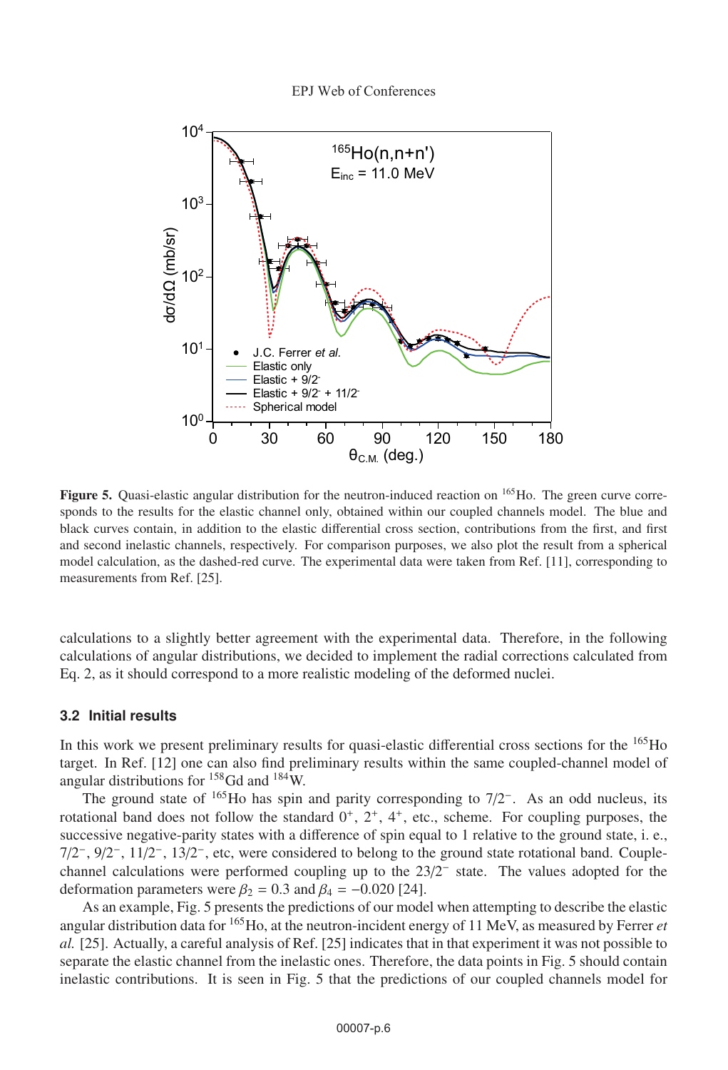**Figure 5.** Quasi-elastic angular distribution for the neutron-induced reaction on $^{165}$Ho. The green curve corresponds to the results for the elastic channel only, obtained within our coupled channels model. The blue and black curves contain, in addition to the elastic differential cross section, contributions from the first, and first and second inelastic channels, respectively. For comparison purposes, we also plot the result from a spherical model calculation, as the dashed-red curve. The experimental data were taken from Ref. [11], corresponding to measurements from Ref. [25].

calculations to a slightly better agreement with the experimental data. Therefore, in the following calculations of angular distributions, we decided to implement the radial corrections calculated from Eq. 2, as it should correspond to a more realistic modeling of the deformed nuclei.

### 3.2 Initial results

In this work we present preliminary results for quasi-elastic differential cross sections for the $^{165}$Ho target. In Ref. [12] one can also find preliminary results within the same coupled-channel model of angular distributions for $^{158}$Gd and $^{184}$W.

The ground state of $^{165}$Ho has spin and parity corresponding to $7/2^-$. As an odd nucleus, its rotational band does not follow the standard $0^+$, $2^+$, $4^+$, etc., scheme. For coupling purposes, the successive negative-parity states with a difference of spin equal to 1 relative to the ground state, i. e., $7/2^-$, $9/2^-$, $11/2^-$, $13/2^-$, etc, were considered to belong to the ground state rotational band. Couple-channel calculations were performed coupling up to the $23/2^-$ state. The values adopted for the deformation parameters were $\beta_2 = 0.3$ and $\beta_4 = -0.020$ [24].

As an example, Fig. 5 presents the predictions of our model when attempting to describe the elastic angular distribution data for $^{165}$Ho, at the neutron-incident energy of 11 MeV, as measured by Ferrer *et al.* [25]. Actually, a careful analysis of Ref. [25] indicates that in that experiment it was not possible to separate the elastic channel from the inelastic ones. Therefore, the data points in Fig. 5 should contain inelastic contributions. It is seen in Fig. 5 that the predictions of our coupled channels model for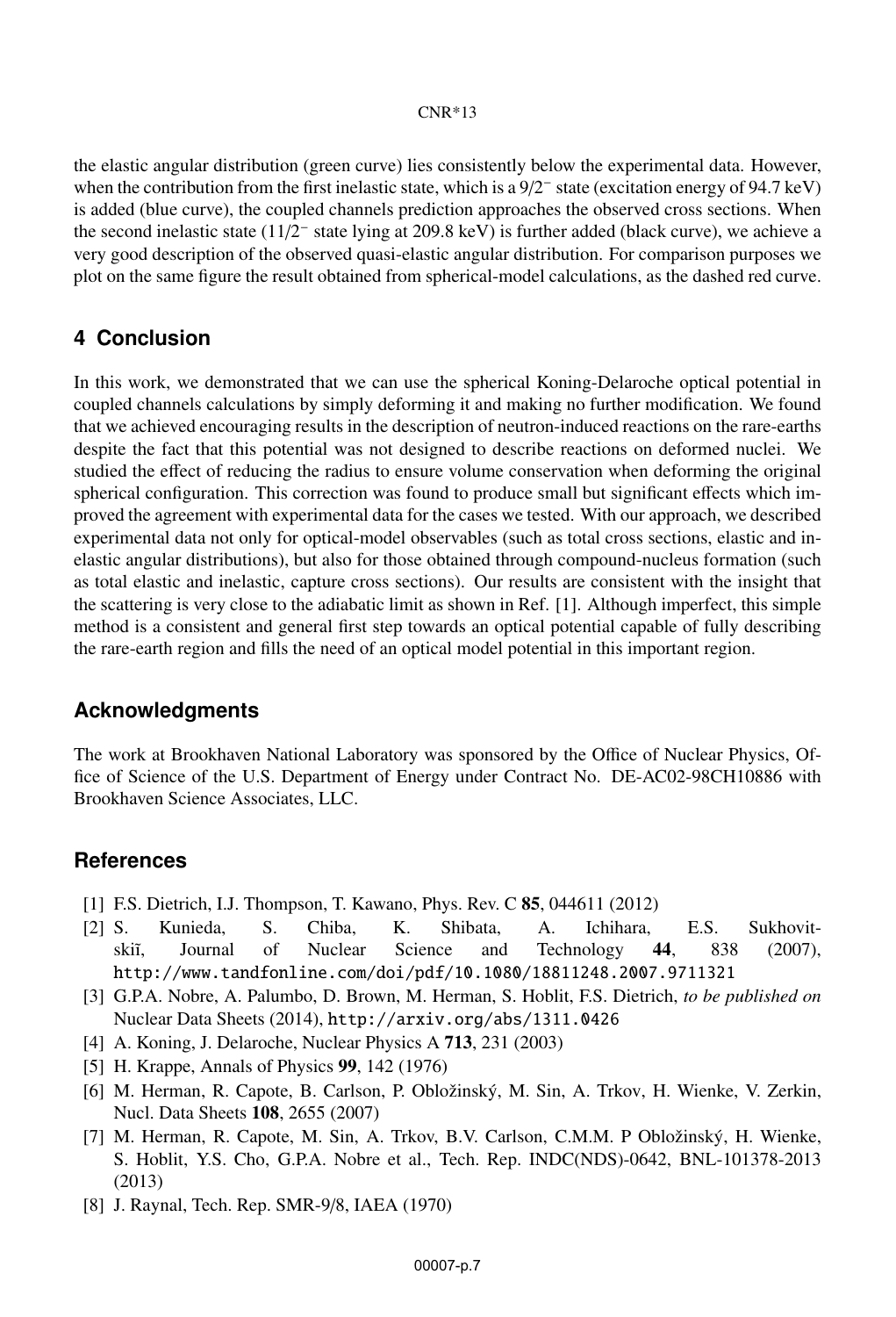the elastic angular distribution (green curve) lies consistently below the experimental data. However, when the contribution from the first inelastic state, which is a $9/2^-$ state (excitation energy of 94.7 keV) is added (blue curve), the coupled channels prediction approaches the observed cross sections. When the second inelastic state ($11/2^-$ state lying at 209.8 keV) is further added (black curve), we achieve a very good description of the observed quasi-elastic angular distribution. For comparison purposes we plot on the same figure the result obtained from spherical-model calculations, as the dashed red curve.

## 4 Conclusion

In this work, we demonstrated that we can use the spherical Koning-Delaroche optical potential in coupled channels calculations by simply deforming it and making no further modification. We found that we achieved encouraging results in the description of neutron-induced reactions on the rare-earths despite the fact that this potential was not designed to describe reactions on deformed nuclei. We studied the effect of reducing the radius to ensure volume conservation when deforming the original spherical configuration. This correction was found to produce small but significant effects which improved the agreement with experimental data for the cases we tested. With our approach, we described experimental data not only for optical-model observables (such as total cross sections, elastic and inelastic angular distributions), but also for those obtained through compound-nucleus formation (such as total elastic and inelastic, capture cross sections). Our results are consistent with the insight that the scattering is very close to the adiabatic limit as shown in Ref. [1]. Although imperfect, this simple method is a consistent and general first step towards an optical potential capable of fully describing the rare-earth region and fills the need of an optical model potential in this important region.

## Acknowledgments

The work at Brookhaven National Laboratory was sponsored by the Office of Nuclear Physics, Office of Science of the U.S. Department of Energy under Contract No. DE-AC02-98CH10886 with Brookhaven Science Associates, LLC.

## References

[1] F.S. Dietrich, I.J. Thompson, T. Kawano, Phys. Rev. C **85**, 044611 (2012)

[2] S. Kunieda, S. Chiba, K. Shibata, A. Ichihara, E.S. Sukhovitskiĩ, Journal of Nuclear Science and Technology **44**, 838 (2007), http://www.tandfonline.com/doi/pdf/10.1080/18811248.2007.9711321

[3] G.P.A. Nobre, A. Palumbo, D. Brown, M. Herman, S. Hoblit, F.S. Dietrich, *to be published on* Nuclear Data Sheets (2014), http://arxiv.org/abs/1311.0426

[4] A. Koning, J. Delaroche, Nuclear Physics A **713**, 231 (2003)

[5] H. Krappe, Annals of Physics **99**, 142 (1976)

[6] M. Herman, R. Capote, B. Carlson, P. Obložinský, M. Sin, A. Trkov, H. Wienke, V. Zerkin, Nucl. Data Sheets **108**, 2655 (2007)

[7] M. Herman, R. Capote, M. Sin, A. Trkov, B.V. Carlson, C.M.M. P Obložinský, H. Wienke, S. Hoblit, Y.S. Cho, G.P.A. Nobre et al., Tech. Rep. INDC(NDS)-0642, BNL-101378-2013 (2013)

[8] J. Raynal, Tech. Rep. SMR-9/8, IAEA (1970)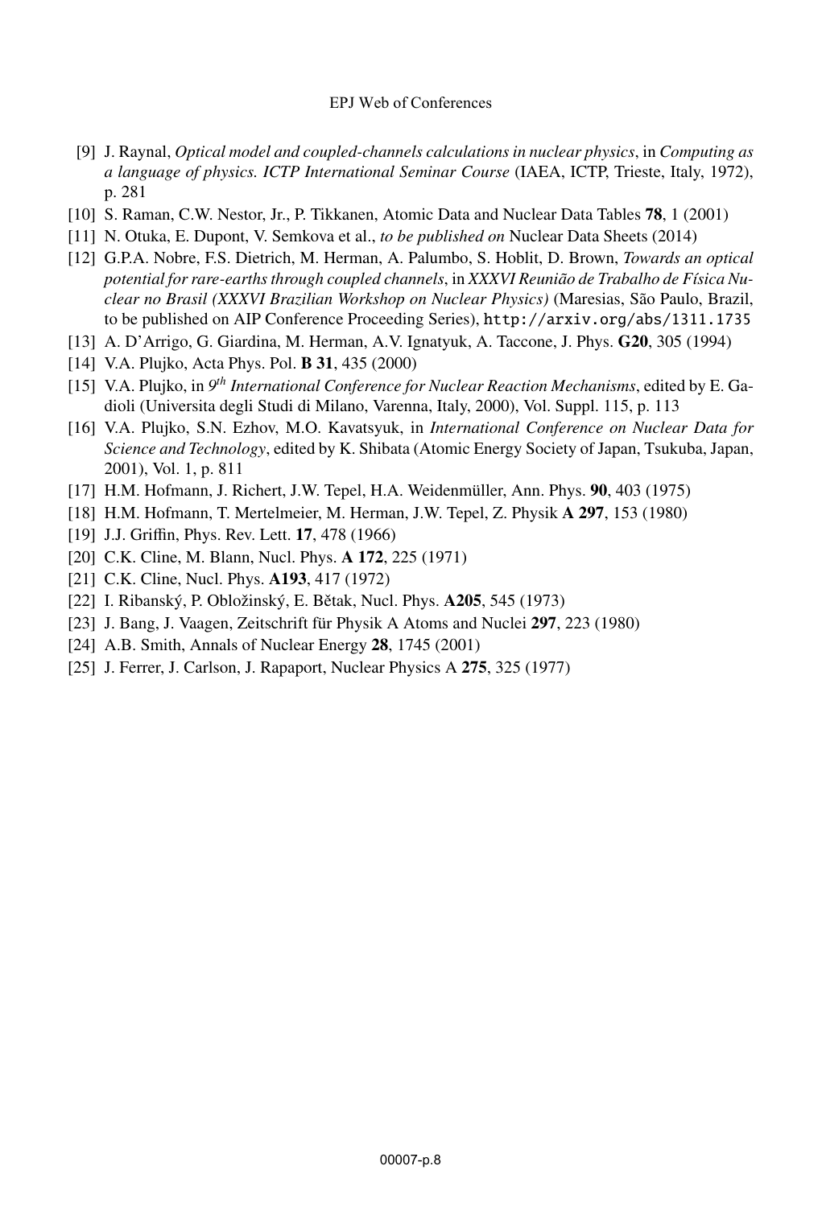[9] J. Raynal, *Optical model and coupled-channels calculations in nuclear physics*, in *Computing as a language of physics. ICTP International Seminar Course* (IAEA, ICTP, Trieste, Italy, 1972), p. 281

[10] S. Raman, C.W. Nestor, Jr., P. Tikkanen, Atomic Data and Nuclear Data Tables **78**, 1 (2001)

[11] N. Otuka, E. Dupont, V. Semkova et al., *to be published on* Nuclear Data Sheets (2014)

[12] G.P.A. Nobre, F.S. Dietrich, M. Herman, A. Palumbo, S. Hoblit, D. Brown, *Towards an optical potential for rare-earths through coupled channels*, in *XXXVI Reunião de Trabalho de Física Nuclear no Brasil (XXXVI Brazilian Workshop on Nuclear Physics)* (Maresias, São Paulo, Brazil, to be published on AIP Conference Proceeding Series), `http://arxiv.org/abs/1311.1735`

[13] A. D'Arrigo, G. Giardina, M. Herman, A.V. Ignatyuk, A. Taccone, J. Phys. **G20**, 305 (1994)

[14] V.A. Plujko, Acta Phys. Pol. **B 31**, 435 (2000)

[15] V.A. Plujko, in *9th International Conference for Nuclear Reaction Mechanisms*, edited by E. Gadioli (Universita degli Studi di Milano, Varenna, Italy, 2000), Vol. Suppl. 115, p. 113

[16] V.A. Plujko, S.N. Ezhov, M.O. Kavatsyuk, in *International Conference on Nuclear Data for Science and Technology*, edited by K. Shibata (Atomic Energy Society of Japan, Tsukuba, Japan, 2001), Vol. 1, p. 811

[17] H.M. Hofmann, J. Richert, J.W. Tepel, H.A. Weidenmüller, Ann. Phys. **90**, 403 (1975)

[18] H.M. Hofmann, T. Mertelmeier, M. Herman, J.W. Tepel, Z. Physik **A 297**, 153 (1980)

[19] J.J. Griffin, Phys. Rev. Lett. **17**, 478 (1966)

[20] C.K. Cline, M. Blann, Nucl. Phys. **A 172**, 225 (1971)

[21] C.K. Cline, Nucl. Phys. **A193**, 417 (1972)

[22] I. Ribanský, P. Obložinský, E. Bětak, Nucl. Phys. **A205**, 545 (1973)

[23] J. Bang, J. Vaagen, Zeitschrift für Physik A Atoms and Nuclei **297**, 223 (1980)

[24] A.B. Smith, Annals of Nuclear Energy **28**, 1745 (2001)

[25] J. Ferrer, J. Carlson, J. Rapaport, Nuclear Physics A **275**, 325 (1977)